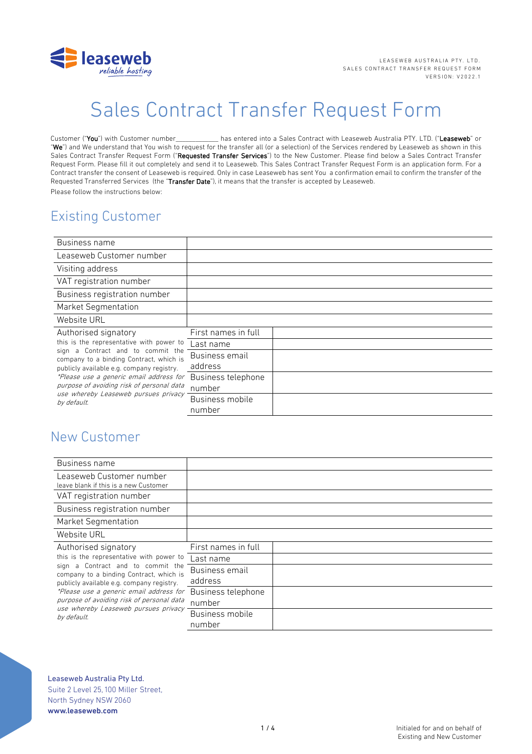LEASEWEB AUSTRALIA PTY. LTD.
SALES CONTRACT TRANSFER REQUEST FORM
VERSION: V2022.1

# Sales Contract Transfer Request Form

Customer ("**You**") with Customer number____________ has entered into a Sales Contract with Leaseweb Australia PTY. LTD. ("**Leaseweb**" or "**We**") and We understand that You wish to request for the transfer all (or a selection) of the Services rendered by Leaseweb as shown in this Sales Contract Transfer Request Form ("**Requested Transfer Services**") to the New Customer. Please find below a Sales Contract Transfer Request Form. Please fill it out completely and send it to Leaseweb. This Sales Contract Transfer Request Form is an application form. For a Contract transfer the consent of Leaseweb is required. Only in case Leaseweb has sent You a confirmation email to confirm the transfer of the Requested Transferred Services (the "**Transfer Date**"), it means that the transfer is accepted by Leaseweb.

Please follow the instructions below:

## Existing Customer

| | | |
|---|---|---|
| Business name | | |
| Leaseweb Customer number | | |
| Visiting address | | |
| VAT registration number | | |
| Business registration number | | |
| Market Segmentation | | |
| Website URL | | |
| Authorised signatory<br>this is the representative with power to sign a Contract and to commit the company to a binding Contract, which is publicly available e.g. company registry.<br>*\*Please use a generic email address for purpose of avoiding risk of personal data use whereby Leaseweb pursues privacy by default.* | First names in full | |
| | Last name | |
| | Business email address | |
| | Business telephone number | |
| | Business mobile number | |

## New Customer

| | | |
|---|---|---|
| Business name | | |
| Leaseweb Customer number<br>leave blank if this is a new Customer | | |
| VAT registration number | | |
| Business registration number | | |
| Market Segmentation | | |
| Website URL | | |
| Authorised signatory<br>this is the representative with power to sign a Contract and to commit the company to a binding Contract, which is publicly available e.g. company registry.<br>*\*Please use a generic email address for purpose of avoiding risk of personal data use whereby Leaseweb pursues privacy by default.* | First names in full | |
| | Last name | |
| | Business email address | |
| | Business telephone number | |
| | Business mobile number | |

Leaseweb Australia Pty Ltd.
Suite 2 Level 25, 100 Miller Street,
North Sydney NSW 2060
**www.leaseweb.com**

Initialed for and on behalf of
Existing and New Customer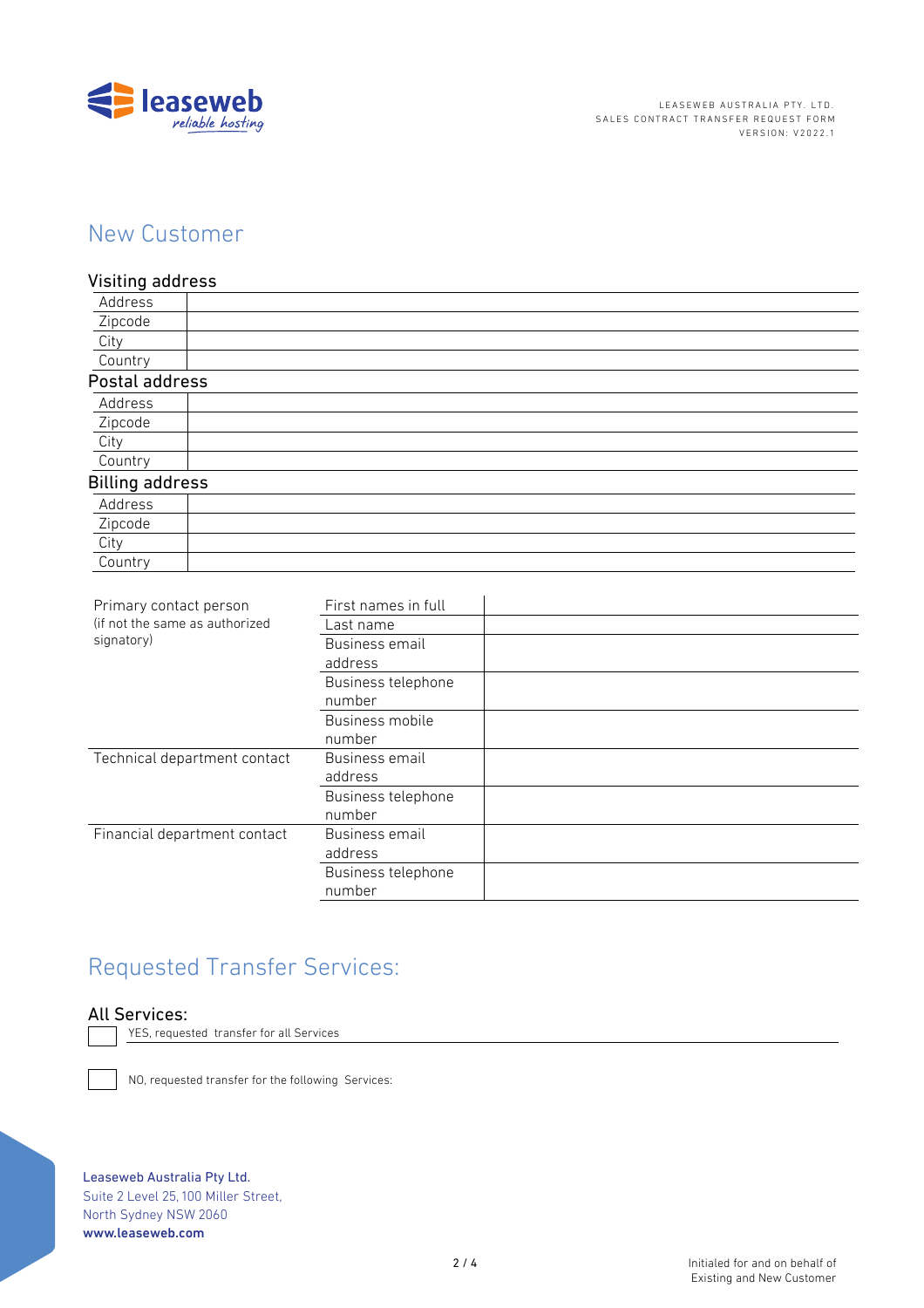## New Customer

### Visiting address

| | |
|---|---|
| Address | |
| Zipcode | |
| City | |
| Country | |

### Postal address

| | |
|---|---|
| Address | |
| Zipcode | |
| City | |
| Country | |

### Billing address

| | |
|---|---|
| Address | |
| Zipcode | |
| City | |
| Country | |

| | | |
|---|---|---|
| Primary contact person (if not the same as authorized signatory) | First names in full | |
| | Last name | |
| | Business email address | |
| | Business telephone number | |
| | Business mobile number | |
| Technical department contact | Business email address | |
| | Business telephone number | |
| Financial department contact | Business email address | |
| | Business telephone number | |

## Requested Transfer Services:

### All Services:

☐ YES, requested transfer for all Services

☐ NO, requested transfer for the following Services:

Leaseweb Australia Pty Ltd.
Suite 2 Level 25, 100 Miller Street,
North Sydney NSW 2060
www.leaseweb.com

Initialed for and on behalf of
Existing and New Customer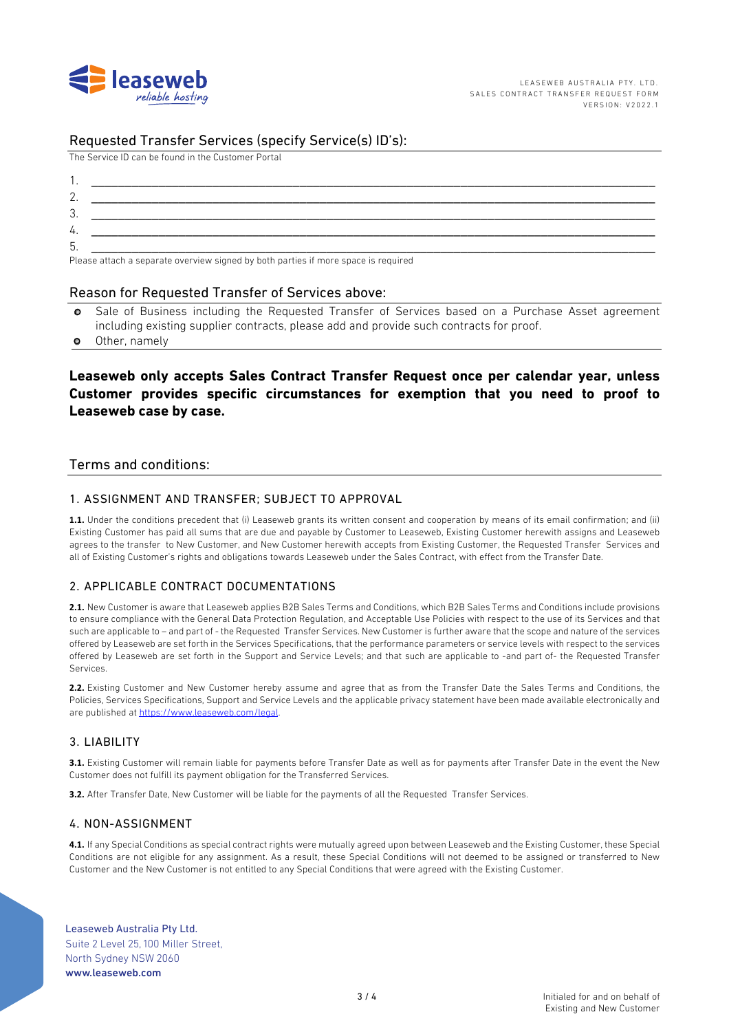## Requested Transfer Services (specify Service(s) ID's):

The Service ID can be found in the Customer Portal

1. \_\_\_\_\_\_\_\_\_\_\_\_\_\_\_\_\_\_\_\_\_\_\_\_\_\_\_\_\_\_\_\_\_\_\_\_\_\_\_\_\_\_\_\_\_\_\_\_\_\_\_\_\_\_\_\_\_\_\_\_
2. \_\_\_\_\_\_\_\_\_\_\_\_\_\_\_\_\_\_\_\_\_\_\_\_\_\_\_\_\_\_\_\_\_\_\_\_\_\_\_\_\_\_\_\_\_\_\_\_\_\_\_\_\_\_\_\_\_\_\_\_
3. \_\_\_\_\_\_\_\_\_\_\_\_\_\_\_\_\_\_\_\_\_\_\_\_\_\_\_\_\_\_\_\_\_\_\_\_\_\_\_\_\_\_\_\_\_\_\_\_\_\_\_\_\_\_\_\_\_\_\_\_
4. \_\_\_\_\_\_\_\_\_\_\_\_\_\_\_\_\_\_\_\_\_\_\_\_\_\_\_\_\_\_\_\_\_\_\_\_\_\_\_\_\_\_\_\_\_\_\_\_\_\_\_\_\_\_\_\_\_\_\_\_
5. \_\_\_\_\_\_\_\_\_\_\_\_\_\_\_\_\_\_\_\_\_\_\_\_\_\_\_\_\_\_\_\_\_\_\_\_\_\_\_\_\_\_\_\_\_\_\_\_\_\_\_\_\_\_\_\_\_\_\_\_

Please attach a separate overview signed by both parties if more space is required

## Reason for Requested Transfer of Services above:

- Sale of Business including the Requested Transfer of Services based on a Purchase Asset agreement including existing supplier contracts, please add and provide such contracts for proof.
- Other, namely

**Leaseweb only accepts Sales Contract Transfer Request once per calendar year, unless Customer provides specific circumstances for exemption that you need to proof to Leaseweb case by case.**

## Terms and conditions:

### 1. ASSIGNMENT AND TRANSFER; SUBJECT TO APPROVAL

**1.1.** Under the conditions precedent that (i) Leaseweb grants its written consent and cooperation by means of its email confirmation; and (ii) Existing Customer has paid all sums that are due and payable by Customer to Leaseweb, Existing Customer herewith assigns and Leaseweb agrees to the transfer to New Customer, and New Customer herewith accepts from Existing Customer, the Requested Transfer Services and all of Existing Customer's rights and obligations towards Leaseweb under the Sales Contract, with effect from the Transfer Date.

### 2. APPLICABLE CONTRACT DOCUMENTATIONS

**2.1.** New Customer is aware that Leaseweb applies B2B Sales Terms and Conditions, which B2B Sales Terms and Conditions include provisions to ensure compliance with the General Data Protection Regulation, and Acceptable Use Policies with respect to the use of its Services and that such are applicable to – and part of - the Requested Transfer Services. New Customer is further aware that the scope and nature of the services offered by Leaseweb are set forth in the Services Specifications, that the performance parameters or service levels with respect to the services offered by Leaseweb are set forth in the Support and Service Levels; and that such are applicable to -and part of- the Requested Transfer Services.

**2.2.** Existing Customer and New Customer hereby assume and agree that as from the Transfer Date the Sales Terms and Conditions, the Policies, Services Specifications, Support and Service Levels and the applicable privacy statement have been made available electronically and are published at https://www.leaseweb.com/legal.

### 3. LIABILITY

**3.1.** Existing Customer will remain liable for payments before Transfer Date as well as for payments after Transfer Date in the event the New Customer does not fulfill its payment obligation for the Transferred Services.

**3.2.** After Transfer Date, New Customer will be liable for the payments of all the Requested Transfer Services.

### 4. NON-ASSIGNMENT

**4.1.** If any Special Conditions as special contract rights were mutually agreed upon between Leaseweb and the Existing Customer, these Special Conditions are not eligible for any assignment. As a result, these Special Conditions will not deemed to be assigned or transferred to New Customer and the New Customer is not entitled to any Special Conditions that were agreed with the Existing Customer.

Initialed for and on behalf of Existing and New Customer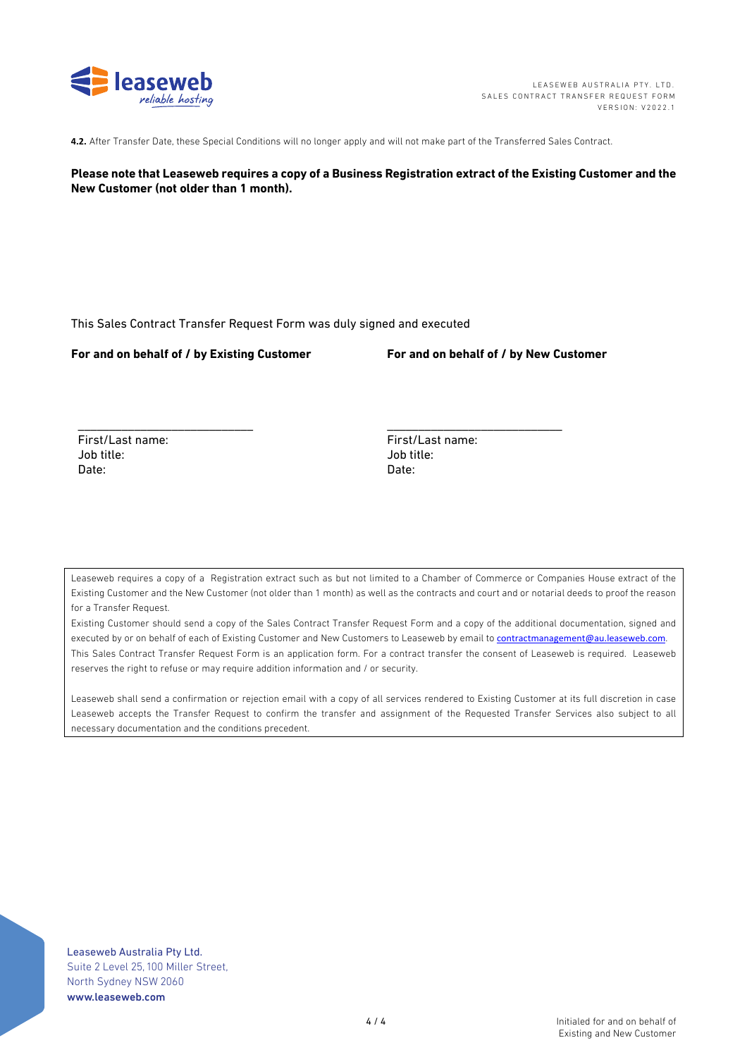**4.2.** After Transfer Date, these Special Conditions will no longer apply and will not make part of the Transferred Sales Contract.

**Please note that Leaseweb requires a copy of a Business Registration extract of the Existing Customer and the New Customer (not older than 1 month).**

This Sales Contract Transfer Request Form was duly signed and executed

| **For and on behalf of / by Existing Customer** | **For and on behalf of / by New Customer** |
|---|---|
| ____________________________ | ____________________________ |
| First/Last name: | First/Last name: |
| Job title: | Job title: |
| Date: | Date: |

Leaseweb requires a copy of a Registration extract such as but not limited to a Chamber of Commerce or Companies House extract of the Existing Customer and the New Customer (not older than 1 month) as well as the contracts and court and or notarial deeds to proof the reason for a Transfer Request.

Existing Customer should send a copy of the Sales Contract Transfer Request Form and a copy of the additional documentation, signed and executed by or on behalf of each of Existing Customer and New Customers to Leaseweb by email to contractmanagement@au.leaseweb.com.

This Sales Contract Transfer Request Form is an application form. For a contract transfer the consent of Leaseweb is required. Leaseweb reserves the right to refuse or may require addition information and / or security.

Leaseweb shall send a confirmation or rejection email with a copy of all services rendered to Existing Customer at its full discretion in case Leaseweb accepts the Transfer Request to confirm the transfer and assignment of the Requested Transfer Services also subject to all necessary documentation and the conditions precedent.

Leaseweb Australia Pty Ltd.
Suite 2 Level 25, 100 Miller Street,
North Sydney NSW 2060
www.leaseweb.com

Initialed for and on behalf of
Existing and New Customer